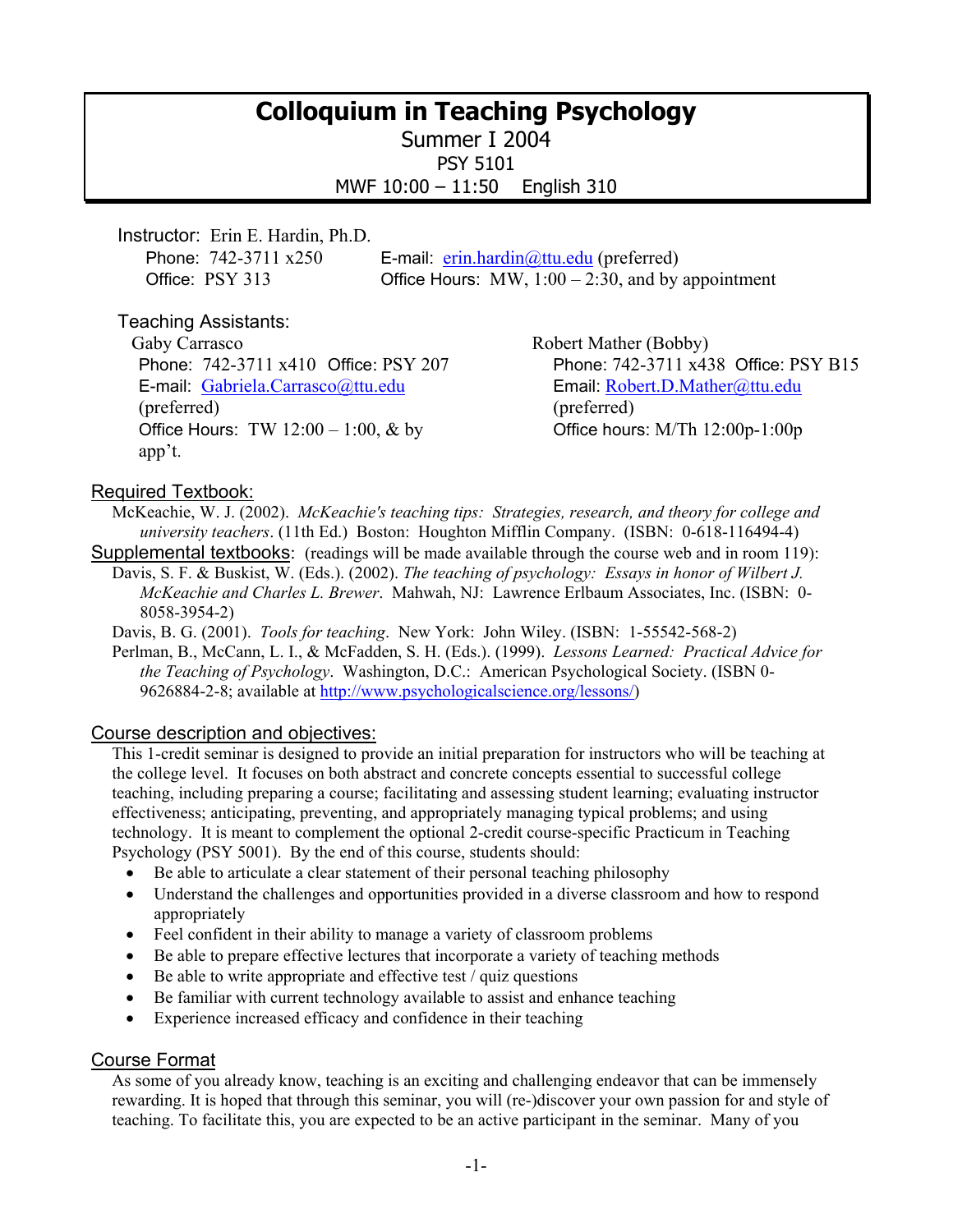# Colloquium in Teaching Psychology

Summer I 2004

PSY 5101

MWF 10:00 – 11:50 English 310

Instructor: Erin E. Hardin, Ph.D.

Phone: 742-3711 x250 E-mail: erin.hardin@ttu.edu (preferred)

Office: PSY 313 Office Hours: MW, 1:00 – 2:30, and by appointment

Teaching Assistants:

Gaby Carrasco
Phone: 742-3711 x410 Office: PSY 207
E-mail: Gabriela.Carrasco@ttu.edu (preferred)
Office Hours: TW 12:00 – 1:00, & by app't.

Robert Mather (Bobby)
Phone: 742-3711 x438 Office: PSY B15
Email: Robert.D.Mather@ttu.edu (preferred)
Office hours: M/Th 12:00p-1:00p

## Required Textbook:

McKeachie, W. J. (2002). *McKeachie's teaching tips: Strategies, research, and theory for college and university teachers*. (11th Ed.) Boston: Houghton Mifflin Company. (ISBN: 0-618-116494-4)

## Supplemental textbooks: (readings will be made available through the course web and in room 119):

Davis, S. F. & Buskist, W. (Eds.). (2002). *The teaching of psychology: Essays in honor of Wilbert J. McKeachie and Charles L. Brewer*. Mahwah, NJ: Lawrence Erlbaum Associates, Inc. (ISBN: 0-8058-3954-2)

Davis, B. G. (2001). *Tools for teaching*. New York: John Wiley. (ISBN: 1-55542-568-2)

Perlman, B., McCann, L. I., & McFadden, S. H. (Eds.). (1999). *Lessons Learned: Practical Advice for the Teaching of Psychology*. Washington, D.C.: American Psychological Society. (ISBN 0-9626884-2-8; available at http://www.psychologicalscience.org/lessons/)

## Course description and objectives:

This 1-credit seminar is designed to provide an initial preparation for instructors who will be teaching at the college level. It focuses on both abstract and concrete concepts essential to successful college teaching, including preparing a course; facilitating and assessing student learning; evaluating instructor effectiveness; anticipating, preventing, and appropriately managing typical problems; and using technology. It is meant to complement the optional 2-credit course-specific Practicum in Teaching Psychology (PSY 5001). By the end of this course, students should:

- Be able to articulate a clear statement of their personal teaching philosophy
- Understand the challenges and opportunities provided in a diverse classroom and how to respond appropriately
- Feel confident in their ability to manage a variety of classroom problems
- Be able to prepare effective lectures that incorporate a variety of teaching methods
- Be able to write appropriate and effective test / quiz questions
- Be familiar with current technology available to assist and enhance teaching
- Experience increased efficacy and confidence in their teaching

## Course Format

As some of you already know, teaching is an exciting and challenging endeavor that can be immensely rewarding. It is hoped that through this seminar, you will (re-)discover your own passion for and style of teaching. To facilitate this, you are expected to be an active participant in the seminar. Many of you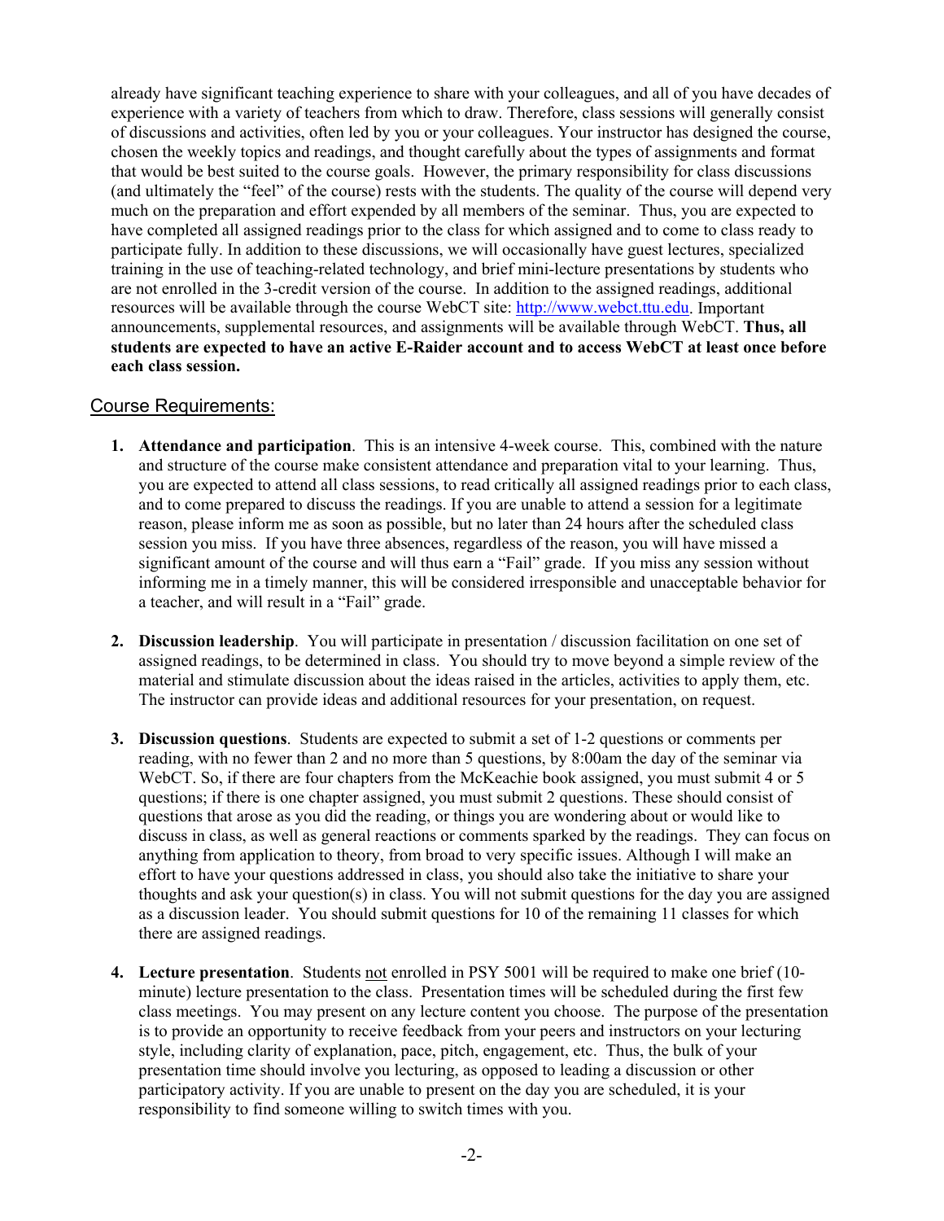already have significant teaching experience to share with your colleagues, and all of you have decades of experience with a variety of teachers from which to draw. Therefore, class sessions will generally consist of discussions and activities, often led by you or your colleagues. Your instructor has designed the course, chosen the weekly topics and readings, and thought carefully about the types of assignments and format that would be best suited to the course goals. However, the primary responsibility for class discussions (and ultimately the "feel" of the course) rests with the students. The quality of the course will depend very much on the preparation and effort expended by all members of the seminar. Thus, you are expected to have completed all assigned readings prior to the class for which assigned and to come to class ready to participate fully. In addition to these discussions, we will occasionally have guest lectures, specialized training in the use of teaching-related technology, and brief mini-lecture presentations by students who are not enrolled in the 3-credit version of the course. In addition to the assigned readings, additional resources will be available through the course WebCT site: [http://www.webct.ttu.edu](http://www.webct.ttu.edu). Important announcements, supplemental resources, and assignments will be available through WebCT. **Thus, all students are expected to have an active E-Raider account and to access WebCT at least once before each class session.**

## Course Requirements:

1. **Attendance and participation**. This is an intensive 4-week course. This, combined with the nature and structure of the course make consistent attendance and preparation vital to your learning. Thus, you are expected to attend all class sessions, to read critically all assigned readings prior to each class, and to come prepared to discuss the readings. If you are unable to attend a session for a legitimate reason, please inform me as soon as possible, but no later than 24 hours after the scheduled class session you miss. If you have three absences, regardless of the reason, you will have missed a significant amount of the course and will thus earn a "Fail" grade. If you miss any session without informing me in a timely manner, this will be considered irresponsible and unacceptable behavior for a teacher, and will result in a "Fail" grade.

2. **Discussion leadership**. You will participate in presentation / discussion facilitation on one set of assigned readings, to be determined in class. You should try to move beyond a simple review of the material and stimulate discussion about the ideas raised in the articles, activities to apply them, etc. The instructor can provide ideas and additional resources for your presentation, on request.

3. **Discussion questions**. Students are expected to submit a set of 1-2 questions or comments per reading, with no fewer than 2 and no more than 5 questions, by 8:00am the day of the seminar via WebCT. So, if there are four chapters from the McKeachie book assigned, you must submit 4 or 5 questions; if there is one chapter assigned, you must submit 2 questions. These should consist of questions that arose as you did the reading, or things you are wondering about or would like to discuss in class, as well as general reactions or comments sparked by the readings. They can focus on anything from application to theory, from broad to very specific issues. Although I will make an effort to have your questions addressed in class, you should also take the initiative to share your thoughts and ask your question(s) in class. You will not submit questions for the day you are assigned as a discussion leader. You should submit questions for 10 of the remaining 11 classes for which there are assigned readings.

4. **Lecture presentation**. Students <u>not</u> enrolled in PSY 5001 will be required to make one brief (10-minute) lecture presentation to the class. Presentation times will be scheduled during the first few class meetings. You may present on any lecture content you choose. The purpose of the presentation is to provide an opportunity to receive feedback from your peers and instructors on your lecturing style, including clarity of explanation, pace, pitch, engagement, etc. Thus, the bulk of your presentation time should involve you lecturing, as opposed to leading a discussion or other participatory activity. If you are unable to present on the day you are scheduled, it is your responsibility to find someone willing to switch times with you.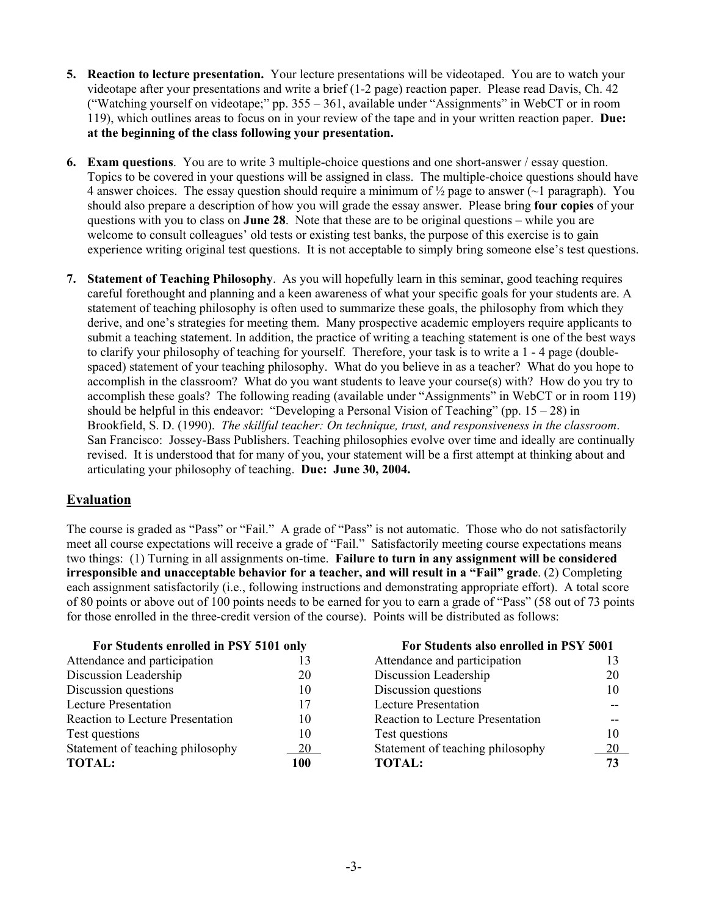5. **Reaction to lecture presentation.** Your lecture presentations will be videotaped. You are to watch your videotape after your presentations and write a brief (1-2 page) reaction paper. Please read Davis, Ch. 42 ("Watching yourself on videotape;" pp. 355 – 361, available under "Assignments" in WebCT or in room 119), which outlines areas to focus on in your review of the tape and in your written reaction paper. **Due: at the beginning of the class following your presentation.**

6. **Exam questions**. You are to write 3 multiple-choice questions and one short-answer / essay question. Topics to be covered in your questions will be assigned in class. The multiple-choice questions should have 4 answer choices. The essay question should require a minimum of ½ page to answer (~1 paragraph). You should also prepare a description of how you will grade the essay answer. Please bring **four copies** of your questions with you to class on **June 28**. Note that these are to be original questions – while you are welcome to consult colleagues' old tests or existing test banks, the purpose of this exercise is to gain experience writing original test questions. It is not acceptable to simply bring someone else's test questions.

7. **Statement of Teaching Philosophy**. As you will hopefully learn in this seminar, good teaching requires careful forethought and planning and a keen awareness of what your specific goals for your students are. A statement of teaching philosophy is often used to summarize these goals, the philosophy from which they derive, and one's strategies for meeting them. Many prospective academic employers require applicants to submit a teaching statement. In addition, the practice of writing a teaching statement is one of the best ways to clarify your philosophy of teaching for yourself. Therefore, your task is to write a 1 - 4 page (double-spaced) statement of your teaching philosophy. What do you believe in as a teacher? What do you hope to accomplish in the classroom? What do you want students to leave your course(s) with? How do you try to accomplish these goals? The following reading (available under "Assignments" in WebCT or in room 119) should be helpful in this endeavor: "Developing a Personal Vision of Teaching" (pp. 15 – 28) in Brookfield, S. D. (1990). *The skillful teacher: On technique, trust, and responsiveness in the classroom*. San Francisco: Jossey-Bass Publishers. Teaching philosophies evolve over time and ideally are continually revised. It is understood that for many of you, your statement will be a first attempt at thinking about and articulating your philosophy of teaching. **Due: June 30, 2004.**

## Evaluation

The course is graded as "Pass" or "Fail." A grade of "Pass" is not automatic. Those who do not satisfactorily meet all course expectations will receive a grade of "Fail." Satisfactorily meeting course expectations means two things: (1) Turning in all assignments on-time. **Failure to turn in any assignment will be considered irresponsible and unacceptable behavior for a teacher, and will result in a "Fail" grade**. (2) Completing each assignment satisfactorily (i.e., following instructions and demonstrating appropriate effort). A total score of 80 points or above out of 100 points needs to be earned for you to earn a grade of "Pass" (58 out of 73 points for those enrolled in the three-credit version of the course). Points will be distributed as follows:

| For Students enrolled in PSY 5101 only | | For Students also enrolled in PSY 5001 | |
|---|---|---|---|
| Attendance and participation | 13 | Attendance and participation | 13 |
| Discussion Leadership | 20 | Discussion Leadership | 20 |
| Discussion questions | 10 | Discussion questions | 10 |
| Lecture Presentation | 17 | Lecture Presentation | -- |
| Reaction to Lecture Presentation | 10 | Reaction to Lecture Presentation | -- |
| Test questions | 10 | Test questions | 10 |
| Statement of teaching philosophy | 20 | Statement of teaching philosophy | 20 |
| **TOTAL:** | **100** | **TOTAL:** | **73** |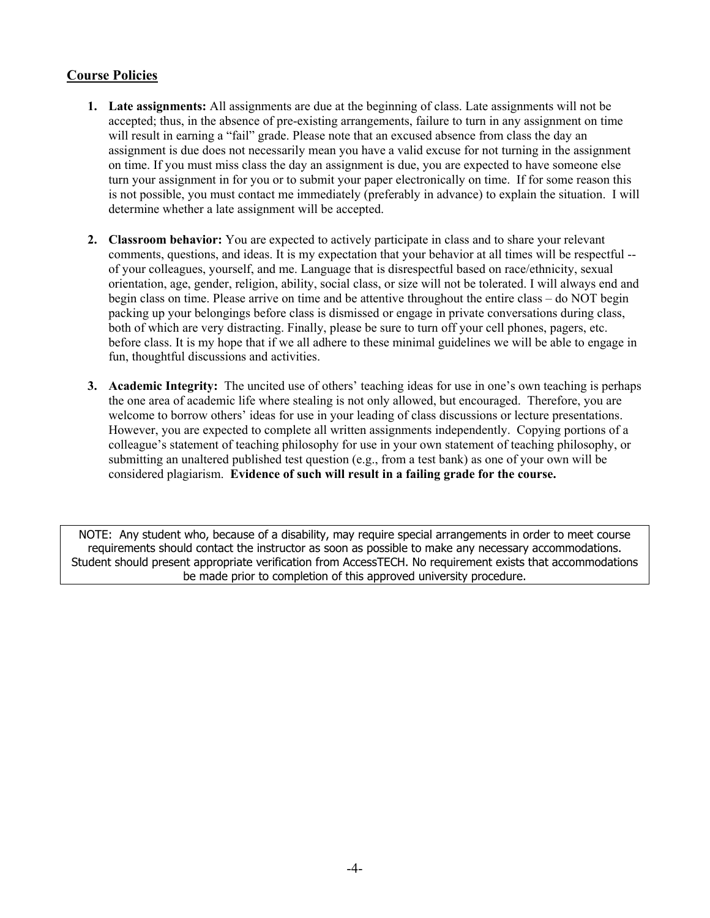## Course Policies

1. **Late assignments:** All assignments are due at the beginning of class. Late assignments will not be accepted; thus, in the absence of pre-existing arrangements, failure to turn in any assignment on time will result in earning a "fail" grade. Please note that an excused absence from class the day an assignment is due does not necessarily mean you have a valid excuse for not turning in the assignment on time. If you must miss class the day an assignment is due, you are expected to have someone else turn your assignment in for you or to submit your paper electronically on time. If for some reason this is not possible, you must contact me immediately (preferably in advance) to explain the situation. I will determine whether a late assignment will be accepted.

2. **Classroom behavior:** You are expected to actively participate in class and to share your relevant comments, questions, and ideas. It is my expectation that your behavior at all times will be respectful -- of your colleagues, yourself, and me. Language that is disrespectful based on race/ethnicity, sexual orientation, age, gender, religion, ability, social class, or size will not be tolerated. I will always end and begin class on time. Please arrive on time and be attentive throughout the entire class – do NOT begin packing up your belongings before class is dismissed or engage in private conversations during class, both of which are very distracting. Finally, please be sure to turn off your cell phones, pagers, etc. before class. It is my hope that if we all adhere to these minimal guidelines we will be able to engage in fun, thoughtful discussions and activities.

3. **Academic Integrity:** The uncited use of others' teaching ideas for use in one's own teaching is perhaps the one area of academic life where stealing is not only allowed, but encouraged. Therefore, you are welcome to borrow others' ideas for use in your leading of class discussions or lecture presentations. However, you are expected to complete all written assignments independently. Copying portions of a colleague's statement of teaching philosophy for use in your own statement of teaching philosophy, or submitting an unaltered published test question (e.g., from a test bank) as one of your own will be considered plagiarism. **Evidence of such will result in a failing grade for the course.**

NOTE: Any student who, because of a disability, may require special arrangements in order to meet course requirements should contact the instructor as soon as possible to make any necessary accommodations. Student should present appropriate verification from AccessTECH. No requirement exists that accommodations be made prior to completion of this approved university procedure.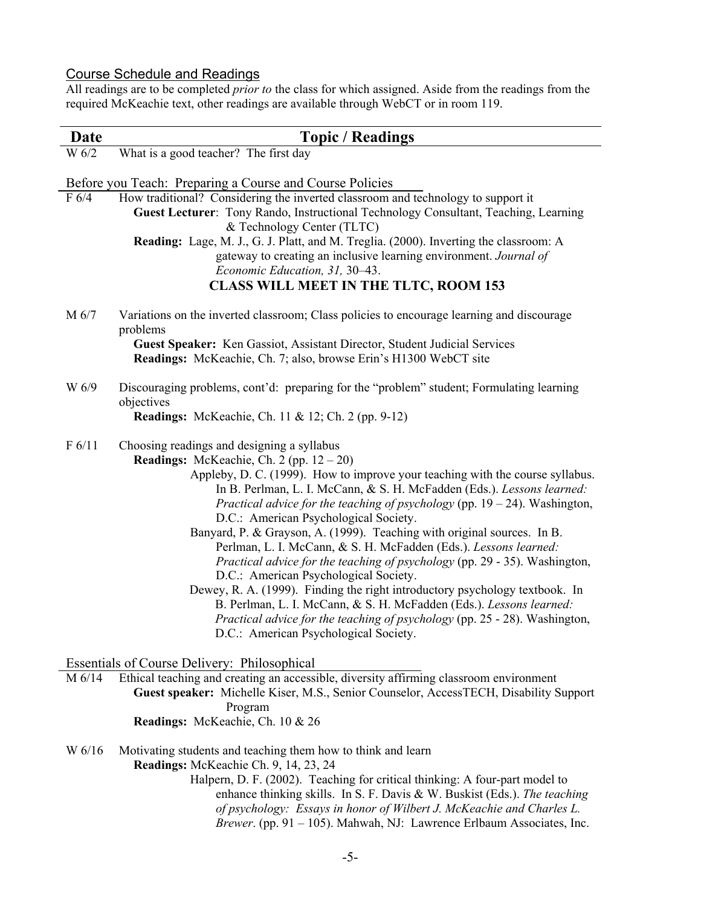## Course Schedule and Readings

All readings are to be completed *prior to* the class for which assigned. Aside from the readings from the required McKeachie text, other readings are available through WebCT or in room 119.

| Date | Topic / Readings |
|---|---|
| W 6/2 | What is a good teacher? The first day |

### Before you Teach: Preparing a Course and Course Policies

| | |
|---|---|
| F 6/4 | How traditional? Considering the inverted classroom and technology to support it<br>**Guest Lecturer**: Tony Rando, Instructional Technology Consultant, Teaching, Learning & Technology Center (TLTC)<br>**Reading:** Lage, M. J., G. J. Platt, and M. Treglia. (2000). Inverting the classroom: A gateway to creating an inclusive learning environment. *Journal of Economic Education, 31,* 30–43.<br>**CLASS WILL MEET IN THE TLTC, ROOM 153** |
| M 6/7 | Variations on the inverted classroom; Class policies to encourage learning and discourage problems<br>**Guest Speaker:** Ken Gassiot, Assistant Director, Student Judicial Services<br>**Readings:** McKeachie, Ch. 7; also, browse Erin's H1300 WebCT site |
| W 6/9 | Discouraging problems, cont'd: preparing for the "problem" student; Formulating learning objectives<br>**Readings:** McKeachie, Ch. 11 & 12; Ch. 2 (pp. 9-12) |
| F 6/11 | Choosing readings and designing a syllabus<br>**Readings:** McKeachie, Ch. 2 (pp. 12 – 20)<br>Appleby, D. C. (1999). How to improve your teaching with the course syllabus. In B. Perlman, L. I. McCann, & S. H. McFadden (Eds.). *Lessons learned: Practical advice for the teaching of psychology* (pp. 19 – 24). Washington, D.C.: American Psychological Society.<br>Banyard, P. & Grayson, A. (1999). Teaching with original sources. In B. Perlman, L. I. McCann, & S. H. McFadden (Eds.). *Lessons learned: Practical advice for the teaching of psychology* (pp. 29 - 35). Washington, D.C.: American Psychological Society.<br>Dewey, R. A. (1999). Finding the right introductory psychology textbook. In B. Perlman, L. I. McCann, & S. H. McFadden (Eds.). *Lessons learned: Practical advice for the teaching of psychology* (pp. 25 - 28). Washington, D.C.: American Psychological Society. |

### Essentials of Course Delivery: Philosophical

| | |
|---|---|
| M 6/14 | Ethical teaching and creating an accessible, diversity affirming classroom environment<br>**Guest speaker:** Michelle Kiser, M.S., Senior Counselor, AccessTECH, Disability Support Program<br>**Readings:** McKeachie, Ch. 10 & 26 |
| W 6/16 | Motivating students and teaching them how to think and learn<br>**Readings:** McKeachie Ch. 9, 14, 23, 24<br>Halpern, D. F. (2002). Teaching for critical thinking: A four-part model to enhance thinking skills. In S. F. Davis & W. Buskist (Eds.). *The teaching of psychology: Essays in honor of Wilbert J. McKeachie and Charles L. Brewer*. (pp. 91 – 105). Mahwah, NJ: Lawrence Erlbaum Associates, Inc. |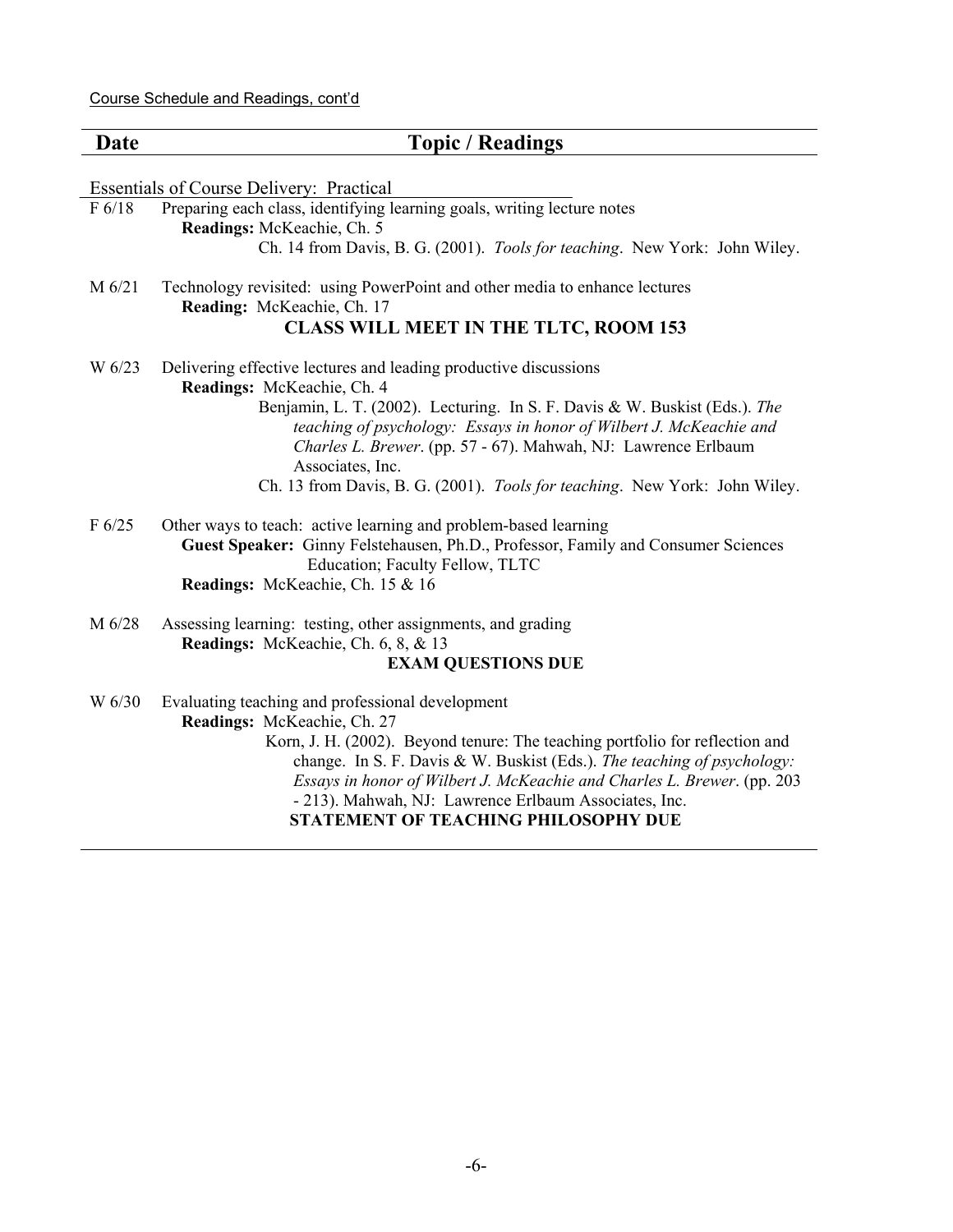Course Schedule and Readings, cont'd

| Date | Topic / Readings |
|---|---|
| | Essentials of Course Delivery: Practical |
| F 6/18 | Preparing each class, identifying learning goals, writing lecture notes<br>**Readings:** McKeachie, Ch. 5<br>Ch. 14 from Davis, B. G. (2001). *Tools for teaching*. New York: John Wiley. |
| M 6/21 | Technology revisited: using PowerPoint and other media to enhance lectures<br>**Reading:** McKeachie, Ch. 17<br>**CLASS WILL MEET IN THE TLTC, ROOM 153** |
| W 6/23 | Delivering effective lectures and leading productive discussions<br>**Readings:** McKeachie, Ch. 4<br>Benjamin, L. T. (2002). Lecturing. In S. F. Davis & W. Buskist (Eds.). *The teaching of psychology: Essays in honor of Wilbert J. McKeachie and Charles L. Brewer*. (pp. 57 - 67). Mahwah, NJ: Lawrence Erlbaum Associates, Inc.<br>Ch. 13 from Davis, B. G. (2001). *Tools for teaching*. New York: John Wiley. |
| F 6/25 | Other ways to teach: active learning and problem-based learning<br>**Guest Speaker:** Ginny Felstehausen, Ph.D., Professor, Family and Consumer Sciences Education; Faculty Fellow, TLTC<br>**Readings:** McKeachie, Ch. 15 & 16 |
| M 6/28 | Assessing learning: testing, other assignments, and grading<br>**Readings:** McKeachie, Ch. 6, 8, & 13<br>**EXAM QUESTIONS DUE** |
| W 6/30 | Evaluating teaching and professional development<br>**Readings:** McKeachie, Ch. 27<br>Korn, J. H. (2002). Beyond tenure: The teaching portfolio for reflection and change. In S. F. Davis & W. Buskist (Eds.). *The teaching of psychology: Essays in honor of Wilbert J. McKeachie and Charles L. Brewer*. (pp. 203 - 213). Mahwah, NJ: Lawrence Erlbaum Associates, Inc.<br>**STATEMENT OF TEACHING PHILOSOPHY DUE** |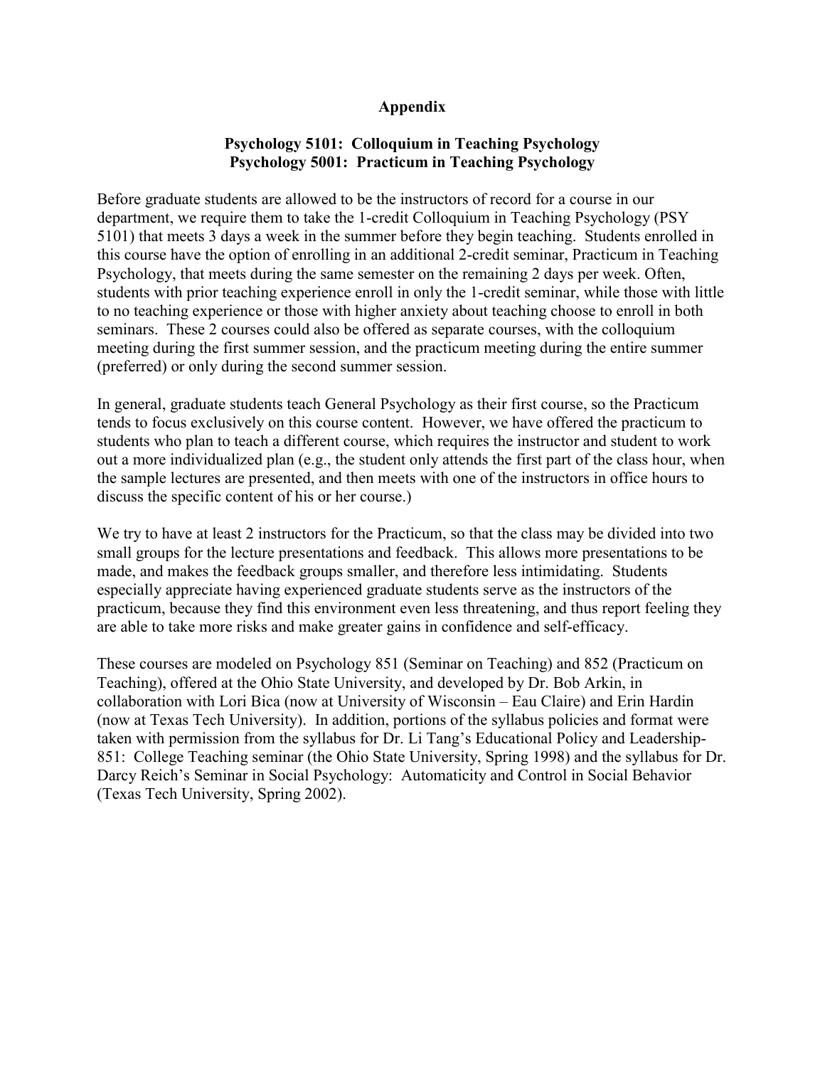## Appendix

### Psychology 5101: Colloquium in Teaching Psychology
### Psychology 5001: Practicum in Teaching Psychology

Before graduate students are allowed to be the instructors of record for a course in our department, we require them to take the 1-credit Colloquium in Teaching Psychology (PSY 5101) that meets 3 days a week in the summer before they begin teaching. Students enrolled in this course have the option of enrolling in an additional 2-credit seminar, Practicum in Teaching Psychology, that meets during the same semester on the remaining 2 days per week. Often, students with prior teaching experience enroll in only the 1-credit seminar, while those with little to no teaching experience or those with higher anxiety about teaching choose to enroll in both seminars. These 2 courses could also be offered as separate courses, with the colloquium meeting during the first summer session, and the practicum meeting during the entire summer (preferred) or only during the second summer session.

In general, graduate students teach General Psychology as their first course, so the Practicum tends to focus exclusively on this course content. However, we have offered the practicum to students who plan to teach a different course, which requires the instructor and student to work out a more individualized plan (e.g., the student only attends the first part of the class hour, when the sample lectures are presented, and then meets with one of the instructors in office hours to discuss the specific content of his or her course.)

We try to have at least 2 instructors for the Practicum, so that the class may be divided into two small groups for the lecture presentations and feedback. This allows more presentations to be made, and makes the feedback groups smaller, and therefore less intimidating. Students especially appreciate having experienced graduate students serve as the instructors of the practicum, because they find this environment even less threatening, and thus report feeling they are able to take more risks and make greater gains in confidence and self-efficacy.

These courses are modeled on Psychology 851 (Seminar on Teaching) and 852 (Practicum on Teaching), offered at the Ohio State University, and developed by Dr. Bob Arkin, in collaboration with Lori Bica (now at University of Wisconsin – Eau Claire) and Erin Hardin (now at Texas Tech University). In addition, portions of the syllabus policies and format were taken with permission from the syllabus for Dr. Li Tang's Educational Policy and Leadership-851: College Teaching seminar (the Ohio State University, Spring 1998) and the syllabus for Dr. Darcy Reich's Seminar in Social Psychology: Automaticity and Control in Social Behavior (Texas Tech University, Spring 2002).